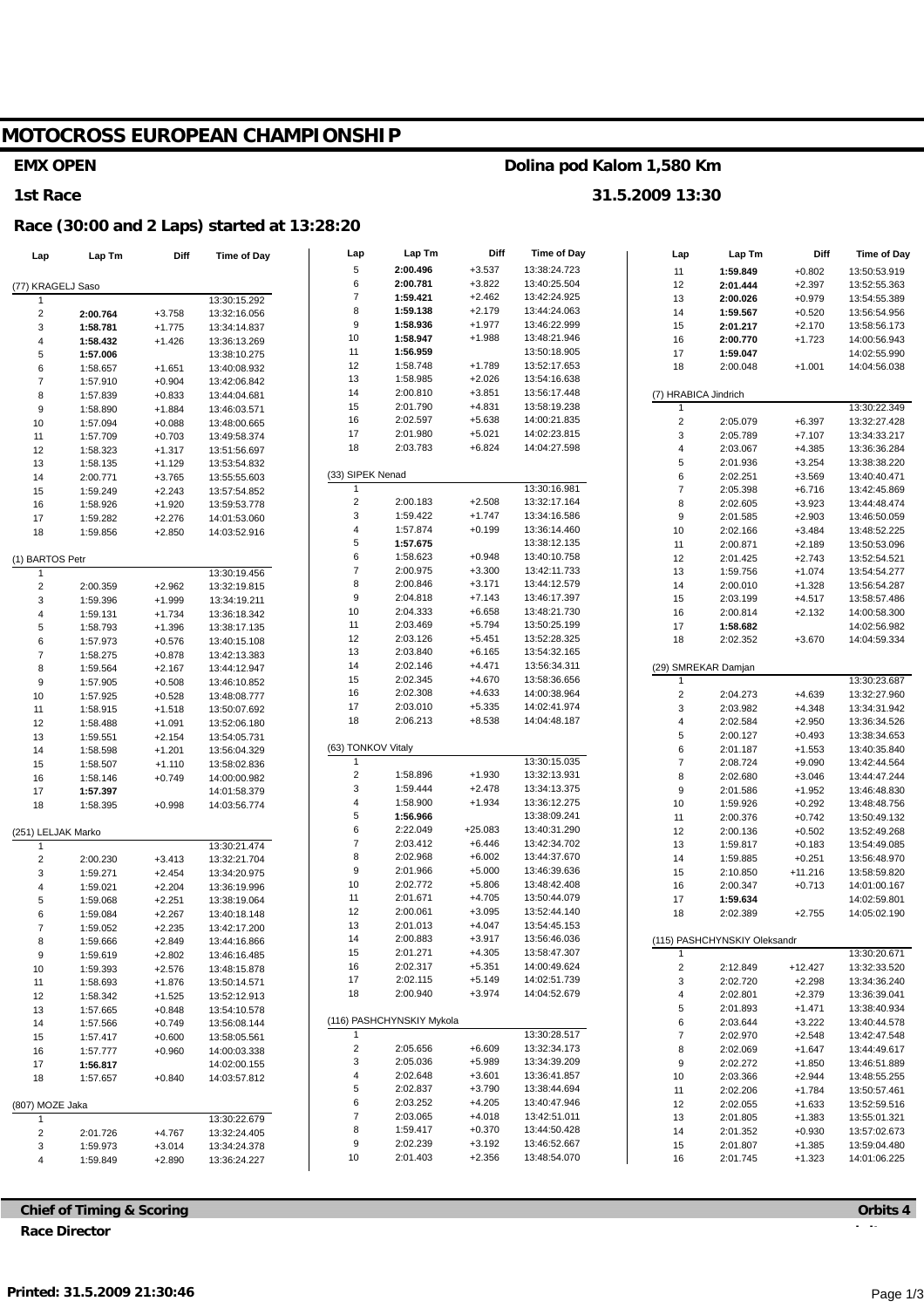# MOTOCROSS EUROPEAN CHAMPIONSHIP

**EMX OPEN** — **Dolina pod Kalom 1,580 Km**

**1st Race** — **31.5.2009 13:30**

## Race (30:00 and 2 Laps) started at 13:28:20

### (77) KRAGELJ Saso

| Lap | Lap Tm | Diff | Time of Day |
|---|---|---|---|
| 1 | | | 13:30:15.292 |
| 2 | **2:00.764** | +3.758 | 13:32:16.056 |
| 3 | **1:58.781** | +1.775 | 13:34:14.837 |
| 4 | **1:58.432** | +1.426 | 13:36:13.269 |
| 5 | **1:57.006** | | 13:38:10.275 |
| 6 | 1:58.657 | +1.651 | 13:40:08.932 |
| 7 | 1:57.910 | +0.904 | 13:42:06.842 |
| 8 | 1:57.839 | +0.833 | 13:44:04.681 |
| 9 | 1:58.890 | +1.884 | 13:46:03.571 |
| 10 | 1:57.094 | +0.088 | 13:48:00.665 |
| 11 | 1:57.709 | +0.703 | 13:49:58.374 |
| 12 | 1:58.323 | +1.317 | 13:51:56.697 |
| 13 | 1:58.135 | +1.129 | 13:53:54.832 |
| 14 | 2:00.771 | +3.765 | 13:55:55.603 |
| 15 | 1:59.249 | +2.243 | 13:57:54.852 |
| 16 | 1:58.926 | +1.920 | 13:59:53.778 |
| 17 | 1:59.282 | +2.276 | 14:01:53.060 |
| 18 | 1:59.856 | +2.850 | 14:03:52.916 |

### (1) BARTOS Petr

| Lap | Lap Tm | Diff | Time of Day |
|---|---|---|---|
| 1 | | | 13:30:19.456 |
| 2 | 2:00.359 | +2.962 | 13:32:19.815 |
| 3 | 1:59.396 | +1.999 | 13:34:19.211 |
| 4 | 1:59.131 | +1.734 | 13:36:18.342 |
| 5 | 1:58.793 | +1.396 | 13:38:17.135 |
| 6 | 1:57.973 | +0.576 | 13:40:15.108 |
| 7 | 1:58.275 | +0.878 | 13:42:13.383 |
| 8 | 1:59.564 | +2.167 | 13:44:12.947 |
| 9 | 1:57.905 | +0.508 | 13:46:10.852 |
| 10 | 1:57.925 | +0.528 | 13:48:08.777 |
| 11 | 1:58.915 | +1.518 | 13:50:07.692 |
| 12 | 1:58.488 | +1.091 | 13:52:06.180 |
| 13 | 1:59.551 | +2.154 | 13:54:05.731 |
| 14 | 1:58.598 | +1.201 | 13:56:04.329 |
| 15 | 1:58.507 | +1.110 | 13:58:02.836 |
| 16 | 1:58.146 | +0.749 | 14:00:00.982 |
| 17 | **1:57.397** | | 14:01:58.379 |
| 18 | 1:58.395 | +0.998 | 14:03:56.774 |

### (251) LELJAK Marko

| Lap | Lap Tm | Diff | Time of Day |
|---|---|---|---|
| 1 | | | 13:30:21.474 |
| 2 | 2:00.230 | +3.413 | 13:32:21.704 |
| 3 | 1:59.271 | +2.454 | 13:34:20.975 |
| 4 | 1:59.021 | +2.204 | 13:36:19.996 |
| 5 | 1:59.068 | +2.251 | 13:38:19.064 |
| 6 | 1:59.084 | +2.267 | 13:40:18.148 |
| 7 | 1:59.052 | +2.235 | 13:42:17.200 |
| 8 | 1:59.666 | +2.849 | 13:44:16.866 |
| 9 | 1:59.619 | +2.802 | 13:46:16.485 |
| 10 | 1:59.393 | +2.576 | 13:48:15.878 |
| 11 | 1:58.693 | +1.876 | 13:50:14.571 |
| 12 | 1:58.342 | +1.525 | 13:52:12.913 |
| 13 | 1:57.665 | +0.848 | 13:54:10.578 |
| 14 | 1:57.566 | +0.749 | 13:56:08.144 |
| 15 | 1:57.417 | +0.600 | 13:58:05.561 |
| 16 | 1:57.777 | +0.960 | 14:00:03.338 |
| 17 | **1:56.817** | | 14:02:00.155 |
| 18 | 1:57.657 | +0.840 | 14:03:57.812 |

### (807) MOZE Jaka

| Lap | Lap Tm | Diff | Time of Day |
|---|---|---|---|
| 1 | | | 13:30:22.679 |
| 2 | 2:01.726 | +4.767 | 13:32:24.405 |
| 3 | 1:59.973 | +3.014 | 13:34:24.378 |
| 4 | 1:59.849 | +2.890 | 13:36:24.227 |
| 5 | **2:00.496** | +3.537 | 13:38:24.723 |
| 6 | **2:00.781** | +3.822 | 13:40:25.504 |
| 7 | **1:59.421** | +2.462 | 13:42:24.925 |
| 8 | **1:59.138** | +2.179 | 13:44:24.063 |
| 9 | **1:58.936** | +1.977 | 13:46:22.999 |
| 10 | **1:58.947** | +1.988 | 13:48:21.946 |
| 11 | **1:56.959** | | 13:50:18.905 |
| 12 | 1:58.748 | +1.789 | 13:52:17.653 |
| 13 | 1:58.985 | +2.026 | 13:54:16.638 |
| 14 | 2:00.810 | +3.851 | 13:56:17.448 |
| 15 | 2:01.790 | +4.831 | 13:58:19.238 |
| 16 | 2:02.597 | +5.638 | 14:00:21.835 |
| 17 | 2:01.980 | +5.021 | 14:02:23.815 |
| 18 | 2:03.783 | +6.824 | 14:04:27.598 |

### (33) SIPEK Nenad

| Lap | Lap Tm | Diff | Time of Day |
|---|---|---|---|
| 1 | | | 13:30:16.981 |
| 2 | 2:00.183 | +2.508 | 13:32:17.164 |
| 3 | 1:59.422 | +1.747 | 13:34:16.586 |
| 4 | 1:57.874 | +0.199 | 13:36:14.460 |
| 5 | **1:57.675** | | 13:38:12.135 |
| 6 | 1:58.623 | +0.948 | 13:40:10.758 |
| 7 | 2:00.975 | +3.300 | 13:42:11.733 |
| 8 | 2:00.846 | +3.171 | 13:44:12.579 |
| 9 | 2:04.818 | +7.143 | 13:46:17.397 |
| 10 | 2:04.333 | +6.658 | 13:48:21.730 |
| 11 | 2:03.469 | +5.794 | 13:50:25.199 |
| 12 | 2:03.126 | +5.451 | 13:52:28.325 |
| 13 | 2:03.840 | +6.165 | 13:54:32.165 |
| 14 | 2:02.146 | +4.471 | 13:56:34.311 |
| 15 | 2:02.345 | +4.670 | 13:58:36.656 |
| 16 | 2:02.308 | +4.633 | 14:00:38.964 |
| 17 | 2:03.010 | +5.335 | 14:02:41.974 |
| 18 | 2:06.213 | +8.538 | 14:04:48.187 |

### (63) TONKOV Vitaly

| Lap | Lap Tm | Diff | Time of Day |
|---|---|---|---|
| 1 | | | 13:30:15.035 |
| 2 | 1:58.896 | +1.930 | 13:32:13.931 |
| 3 | 1:59.444 | +2.478 | 13:34:13.375 |
| 4 | 1:58.900 | +1.934 | 13:36:12.275 |
| 5 | **1:56.966** | | 13:38:09.241 |
| 6 | 2:22.049 | +25.083 | 13:40:31.290 |
| 7 | 2:03.412 | +6.446 | 13:42:34.702 |
| 8 | 2:02.968 | +6.002 | 13:44:37.670 |
| 9 | 2:01.966 | +5.000 | 13:46:39.636 |
| 10 | 2:02.772 | +5.806 | 13:48:42.408 |
| 11 | 2:01.671 | +4.705 | 13:50:44.079 |
| 12 | 2:00.061 | +3.095 | 13:52:44.140 |
| 13 | 2:01.013 | +4.047 | 13:54:45.153 |
| 14 | 2:00.883 | +3.917 | 13:56:46.036 |
| 15 | 2:01.271 | +4.305 | 13:58:47.307 |
| 16 | 2:02.317 | +5.351 | 14:00:49.624 |
| 17 | 2:02.115 | +5.149 | 14:02:51.739 |
| 18 | 2:00.940 | +3.974 | 14:04:52.679 |

### (116) PASHCHYNSKIY Mykola

| Lap | Lap Tm | Diff | Time of Day |
|---|---|---|---|
| 1 | | | 13:30:28.517 |
| 2 | 2:05.656 | +6.609 | 13:32:34.173 |
| 3 | 2:05.036 | +5.989 | 13:34:39.209 |
| 4 | 2:02.648 | +3.601 | 13:36:41.857 |
| 5 | 2:02.837 | +3.790 | 13:38:44.694 |
| 6 | 2:03.252 | +4.205 | 13:40:47.946 |
| 7 | 2:03.065 | +4.018 | 13:42:51.011 |
| 8 | 1:59.417 | +0.370 | 13:44:50.428 |
| 9 | 2:02.239 | +3.192 | 13:46:52.667 |
| 10 | 2:01.403 | +2.356 | 13:48:54.070 |
| 11 | **1:59.849** | +0.802 | 13:50:53.919 |
| 12 | **2:01.444** | +2.397 | 13:52:55.363 |
| 13 | **2:00.026** | +0.979 | 13:54:55.389 |
| 14 | **1:59.567** | +0.520 | 13:56:54.956 |
| 15 | **2:01.217** | +2.170 | 13:58:56.173 |
| 16 | **2:00.770** | +1.723 | 14:00:56.943 |
| 17 | **1:59.047** | | 14:02:55.990 |
| 18 | 2:00.048 | +1.001 | 14:04:56.038 |

### (7) HRABICA Jindrich

| Lap | Lap Tm | Diff | Time of Day |
|---|---|---|---|
| 1 | | | 13:30:22.349 |
| 2 | 2:05.079 | +6.397 | 13:32:27.428 |
| 3 | 2:05.789 | +7.107 | 13:34:33.217 |
| 4 | 2:03.067 | +4.385 | 13:36:36.284 |
| 5 | 2:01.936 | +3.254 | 13:38:38.220 |
| 6 | 2:02.251 | +3.569 | 13:40:40.471 |
| 7 | 2:05.398 | +6.716 | 13:42:45.869 |
| 8 | 2:02.605 | +3.923 | 13:44:48.474 |
| 9 | 2:01.585 | +2.903 | 13:46:50.059 |
| 10 | 2:02.166 | +3.484 | 13:48:52.225 |
| 11 | 2:00.871 | +2.189 | 13:50:53.096 |
| 12 | 2:01.425 | +2.743 | 13:52:54.521 |
| 13 | 1:59.756 | +1.074 | 13:54:54.277 |
| 14 | 2:00.010 | +1.328 | 13:56:54.287 |
| 15 | 2:03.199 | +4.517 | 13:58:57.486 |
| 16 | 2:00.814 | +2.132 | 14:00:58.300 |
| 17 | **1:58.682** | | 14:02:56.982 |
| 18 | 2:02.352 | +3.670 | 14:04:59.334 |

### (29) SMREKAR Damjan

| Lap | Lap Tm | Diff | Time of Day |
|---|---|---|---|
| 1 | | | 13:30:23.687 |
| 2 | 2:04.273 | +4.639 | 13:32:27.960 |
| 3 | 2:03.982 | +4.348 | 13:34:31.942 |
| 4 | 2:02.584 | +2.950 | 13:36:34.526 |
| 5 | 2:00.127 | +0.493 | 13:38:34.653 |
| 6 | 2:01.187 | +1.553 | 13:40:35.840 |
| 7 | 2:08.724 | +9.090 | 13:42:44.564 |
| 8 | 2:02.680 | +3.046 | 13:44:47.244 |
| 9 | 2:01.586 | +1.952 | 13:46:48.830 |
| 10 | 1:59.926 | +0.292 | 13:48:48.756 |
| 11 | 2:00.376 | +0.742 | 13:50:49.132 |
| 12 | 2:00.136 | +0.502 | 13:52:49.268 |
| 13 | 1:59.817 | +0.183 | 13:54:49.085 |
| 14 | 1:59.885 | +0.251 | 13:56:48.970 |
| 15 | 2:10.850 | +11.216 | 13:58:59.820 |
| 16 | 2:00.347 | +0.713 | 14:01:00.167 |
| 17 | **1:59.634** | | 14:02:59.801 |
| 18 | 2:02.389 | +2.755 | 14:05:02.190 |

### (115) PASHCHYNSKIY Oleksandr

| Lap | Lap Tm | Diff | Time of Day |
|---|---|---|---|
| 1 | | | 13:30:20.671 |
| 2 | 2:12.849 | +12.427 | 13:32:33.520 |
| 3 | 2:02.720 | +2.298 | 13:34:36.240 |
| 4 | 2:02.801 | +2.379 | 13:36:39.041 |
| 5 | 2:01.893 | +1.471 | 13:38:40.934 |
| 6 | 2:03.644 | +3.222 | 13:40:44.578 |
| 7 | 2:02.970 | +2.548 | 13:42:47.548 |
| 8 | 2:02.069 | +1.647 | 13:44:49.617 |
| 9 | 2:02.272 | +1.850 | 13:46:51.889 |
| 10 | 2:03.366 | +2.944 | 13:48:55.255 |
| 11 | 2:02.206 | +1.784 | 13:50:57.461 |
| 12 | 2:02.055 | +1.633 | 13:52:59.516 |
| 13 | 2:01.805 | +1.383 | 13:55:01.321 |
| 14 | 2:01.352 | +0.930 | 13:57:02.673 |
| 15 | 2:01.807 | +1.385 | 13:59:04.480 |
| 16 | 2:01.745 | +1.323 | 14:01:06.225 |

**Chief of Timing & Scoring** — **Orbits 4**

**Race Director**

**Printed: 31.5.2009 21:30:46**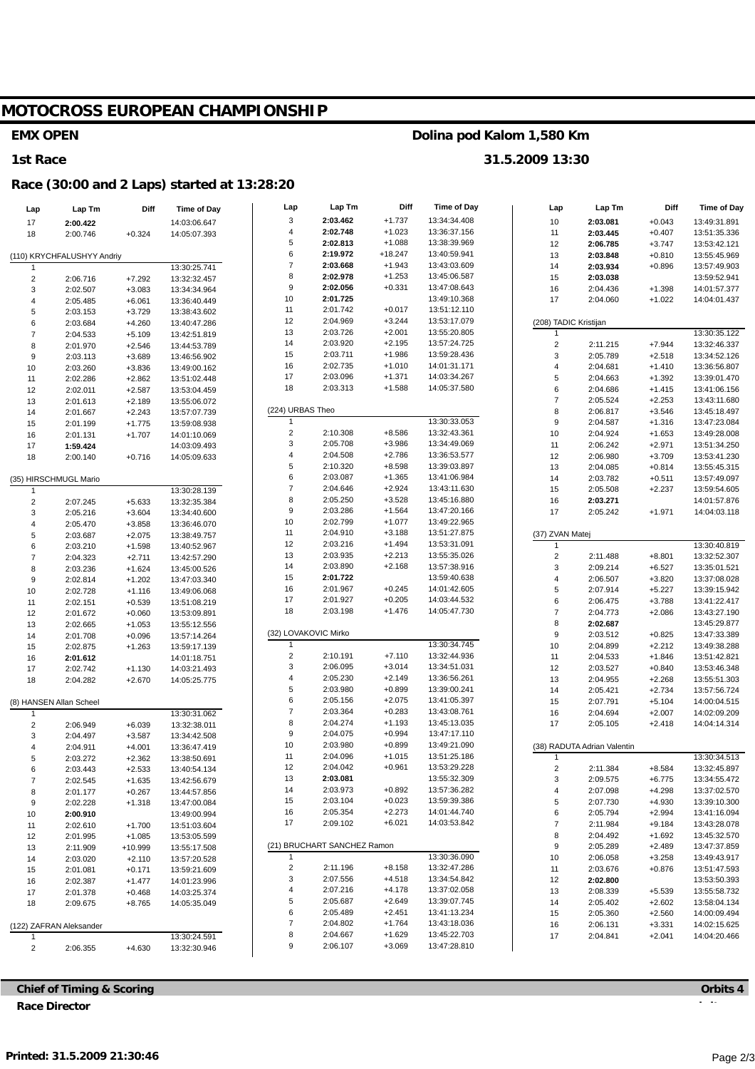# MOTOCROSS EUROPEAN CHAMPIONSHIP

## EMX OPEN

**Dolina pod Kalom 1,580 Km**

## 1st Race

**31.5.2009 13:30**

## Race (30:00 and 2 Laps) started at 13:28:20

| Lap | Lap Tm | Diff | Time of Day |
|---|---|---|---|
| 17 | **2:00.422** | | 14:03:06.647 |
| 18 | 2:00.746 | +0.324 | 14:05:07.393 |

**(110) KRYCHFALUSHYY Andriy**

| Lap | Lap Tm | Diff | Time of Day |
|---|---|---|---|
| 1 | | | 13:30:25.741 |
| 2 | 2:06.716 | +7.292 | 13:32:32.457 |
| 3 | 2:02.507 | +3.083 | 13:34:34.964 |
| 4 | 2:05.485 | +6.061 | 13:36:40.449 |
| 5 | 2:03.153 | +3.729 | 13:38:43.602 |
| 6 | 2:03.684 | +4.260 | 13:40:47.286 |
| 7 | 2:04.533 | +5.109 | 13:42:51.819 |
| 8 | 2:01.970 | +2.546 | 13:44:53.789 |
| 9 | 2:03.113 | +3.689 | 13:46:56.902 |
| 10 | 2:03.260 | +3.836 | 13:49:00.162 |
| 11 | 2:02.286 | +2.862 | 13:51:02.448 |
| 12 | 2:02.011 | +2.587 | 13:53:04.459 |
| 13 | 2:01.613 | +2.189 | 13:55:06.072 |
| 14 | 2:01.667 | +2.243 | 13:57:07.739 |
| 15 | 2:01.199 | +1.775 | 13:59:08.938 |
| 16 | 2:01.131 | +1.707 | 14:01:10.069 |
| 17 | **1:59.424** | | 14:03:09.493 |
| 18 | 2:00.140 | +0.716 | 14:05:09.633 |

**(35) HIRSCHMUGL Mario**

| Lap | Lap Tm | Diff | Time of Day |
|---|---|---|---|
| 1 | | | 13:30:28.139 |
| 2 | 2:07.245 | +5.633 | 13:32:35.384 |
| 3 | 2:05.216 | +3.604 | 13:34:40.600 |
| 4 | 2:05.470 | +3.858 | 13:36:46.070 |
| 5 | 2:03.687 | +2.075 | 13:38:49.757 |
| 6 | 2:03.210 | +1.598 | 13:40:52.967 |
| 7 | 2:04.323 | +2.711 | 13:42:57.290 |
| 8 | 2:03.236 | +1.624 | 13:45:00.526 |
| 9 | 2:02.814 | +1.202 | 13:47:03.340 |
| 10 | 2:02.728 | +1.116 | 13:49:06.068 |
| 11 | 2:02.151 | +0.539 | 13:51:08.219 |
| 12 | 2:01.672 | +0.060 | 13:53:09.891 |
| 13 | 2:02.665 | +1.053 | 13:55:12.556 |
| 14 | 2:01.708 | +0.096 | 13:57:14.264 |
| 15 | 2:02.875 | +1.263 | 13:59:17.139 |
| 16 | **2:01.612** | | 14:01:18.751 |
| 17 | 2:02.742 | +1.130 | 14:03:21.493 |
| 18 | 2:04.282 | +2.670 | 14:05:25.775 |

**(8) HANSEN Allan Scheel**

| Lap | Lap Tm | Diff | Time of Day |
|---|---|---|---|
| 1 | | | 13:30:31.062 |
| 2 | 2:06.949 | +6.039 | 13:32:38.011 |
| 3 | 2:04.497 | +3.587 | 13:34:42.508 |
| 4 | 2:04.911 | +4.001 | 13:36:47.419 |
| 5 | 2:03.272 | +2.362 | 13:38:50.691 |
| 6 | 2:03.443 | +2.533 | 13:40:54.134 |
| 7 | 2:02.545 | +1.635 | 13:42:56.679 |
| 8 | 2:01.177 | +0.267 | 13:44:57.856 |
| 9 | 2:02.228 | +1.318 | 13:47:00.084 |
| 10 | **2:00.910** | | 13:49:00.994 |
| 11 | 2:02.610 | +1.700 | 13:51:03.604 |
| 12 | 2:01.995 | +1.085 | 13:53:05.599 |
| 13 | 2:11.909 | +10.999 | 13:55:17.508 |
| 14 | 2:03.020 | +2.110 | 13:57:20.528 |
| 15 | 2:01.081 | +0.171 | 13:59:21.609 |
| 16 | 2:02.387 | +1.477 | 14:01:23.996 |
| 17 | 2:01.378 | +0.468 | 14:03:25.374 |
| 18 | 2:09.675 | +8.765 | 14:05:35.049 |

**(122) ZAFRAN Aleksander**

| Lap | Lap Tm | Diff | Time of Day |
|---|---|---|---|
| 1 | | | 13:30:24.591 |
| 2 | 2:06.355 | +4.630 | 13:32:30.946 |
| 3 | **2:03.462** | +1.737 | 13:34:34.408 |
| 4 | **2:02.748** | +1.023 | 13:36:37.156 |
| 5 | **2:02.813** | +1.088 | 13:38:39.969 |
| 6 | **2:19.972** | +18.247 | 13:40:59.941 |
| 7 | **2:03.668** | +1.943 | 13:43:03.609 |
| 8 | **2:02.978** | +1.253 | 13:45:06.587 |
| 9 | **2:02.056** | +0.331 | 13:47:08.643 |
| 10 | **2:01.725** | | 13:49:10.368 |
| 11 | 2:01.742 | +0.017 | 13:51:12.110 |
| 12 | 2:04.969 | +3.244 | 13:53:17.079 |
| 13 | 2:03.726 | +2.001 | 13:55:20.805 |
| 14 | 2:03.920 | +2.195 | 13:57:24.725 |
| 15 | 2:03.711 | +1.986 | 13:59:28.436 |
| 16 | 2:02.735 | +1.010 | 14:01:31.171 |
| 17 | 2:03.096 | +1.371 | 14:03:34.267 |
| 18 | 2:03.313 | +1.588 | 14:05:37.580 |

**(224) URBAS Theo**

| Lap | Lap Tm | Diff | Time of Day |
|---|---|---|---|
| 1 | | | 13:30:33.053 |
| 2 | 2:10.308 | +8.586 | 13:32:43.361 |
| 3 | 2:05.708 | +3.986 | 13:34:49.069 |
| 4 | 2:04.508 | +2.786 | 13:36:53.577 |
| 5 | 2:10.320 | +8.598 | 13:39:03.897 |
| 6 | 2:03.087 | +1.365 | 13:41:06.984 |
| 7 | 2:04.646 | +2.924 | 13:43:11.630 |
| 8 | 2:05.250 | +3.528 | 13:45:16.880 |
| 9 | 2:03.286 | +1.564 | 13:47:20.166 |
| 10 | 2:02.799 | +1.077 | 13:49:22.965 |
| 11 | 2:04.910 | +3.188 | 13:51:27.875 |
| 12 | 2:03.216 | +1.494 | 13:53:31.091 |
| 13 | 2:03.935 | +2.213 | 13:55:35.026 |
| 14 | 2:03.890 | +2.168 | 13:57:38.916 |
| 15 | **2:01.722** | | 13:59:40.638 |
| 16 | 2:01.967 | +0.245 | 14:01:42.605 |
| 17 | 2:01.927 | +0.205 | 14:03:44.532 |
| 18 | 2:03.198 | +1.476 | 14:05:47.730 |

**(32) LOVAKOVIC Mirko**

| Lap | Lap Tm | Diff | Time of Day |
|---|---|---|---|
| 1 | | | 13:30:34.745 |
| 2 | 2:10.191 | +7.110 | 13:32:44.936 |
| 3 | 2:06.095 | +3.014 | 13:34:51.031 |
| 4 | 2:05.230 | +2.149 | 13:36:56.261 |
| 5 | 2:03.980 | +0.899 | 13:39:00.241 |
| 6 | 2:05.156 | +2.075 | 13:41:05.397 |
| 7 | 2:03.364 | +0.283 | 13:43:08.761 |
| 8 | 2:04.274 | +1.193 | 13:45:13.035 |
| 9 | 2:04.075 | +0.994 | 13:47:17.110 |
| 10 | 2:03.980 | +0.899 | 13:49:21.090 |
| 11 | 2:04.096 | +1.015 | 13:51:25.186 |
| 12 | 2:04.042 | +0.961 | 13:53:29.228 |
| 13 | **2:03.081** | | 13:55:32.309 |
| 14 | 2:03.973 | +0.892 | 13:57:36.282 |
| 15 | 2:03.104 | +0.023 | 13:59:39.386 |
| 16 | 2:05.354 | +2.273 | 14:01:44.740 |
| 17 | 2:09.102 | +6.021 | 14:03:53.842 |

**(21) BRUCHART SANCHEZ Ramon**

| Lap | Lap Tm | Diff | Time of Day |
|---|---|---|---|
| 1 | | | 13:30:36.090 |
| 2 | 2:11.196 | +8.158 | 13:32:47.286 |
| 3 | 2:07.556 | +4.518 | 13:34:54.842 |
| 4 | 2:07.216 | +4.178 | 13:37:02.058 |
| 5 | 2:05.687 | +2.649 | 13:39:07.745 |
| 6 | 2:05.489 | +2.451 | 13:41:13.234 |
| 7 | 2:04.802 | +1.764 | 13:43:18.036 |
| 8 | 2:04.667 | +1.629 | 13:45:22.703 |
| 9 | 2:06.107 | +3.069 | 13:47:28.810 |
| 10 | **2:03.081** | +0.043 | 13:49:31.891 |
| 11 | **2:03.445** | +0.407 | 13:51:35.336 |
| 12 | **2:06.785** | +3.747 | 13:53:42.121 |
| 13 | **2:03.848** | +0.810 | 13:55:45.969 |
| 14 | **2:03.934** | +0.896 | 13:57:49.903 |
| 15 | **2:03.038** | | 13:59:52.941 |
| 16 | 2:04.436 | +1.398 | 14:01:57.377 |
| 17 | 2:04.060 | +1.022 | 14:04:01.437 |

**(208) TADIC Kristijan**

| Lap | Lap Tm | Diff | Time of Day |
|---|---|---|---|
| 1 | | | 13:30:35.122 |
| 2 | 2:11.215 | +7.944 | 13:32:46.337 |
| 3 | 2:05.789 | +2.518 | 13:34:52.126 |
| 4 | 2:04.681 | +1.410 | 13:36:56.807 |
| 5 | 2:04.663 | +1.392 | 13:39:01.470 |
| 6 | 2:04.686 | +1.415 | 13:41:06.156 |
| 7 | 2:05.524 | +2.253 | 13:43:11.680 |
| 8 | 2:06.817 | +3.546 | 13:45:18.497 |
| 9 | 2:04.587 | +1.316 | 13:47:23.084 |
| 10 | 2:04.924 | +1.653 | 13:49:28.008 |
| 11 | 2:06.242 | +2.971 | 13:51:34.250 |
| 12 | 2:06.980 | +3.709 | 13:53:41.230 |
| 13 | 2:04.085 | +0.814 | 13:55:45.315 |
| 14 | 2:03.782 | +0.511 | 13:57:49.097 |
| 15 | 2:05.508 | +2.237 | 13:59:54.605 |
| 16 | **2:03.271** | | 14:01:57.876 |
| 17 | 2:05.242 | +1.971 | 14:04:03.118 |

**(37) ZVAN Matej**

| Lap | Lap Tm | Diff | Time of Day |
|---|---|---|---|
| 1 | | | 13:30:40.819 |
| 2 | 2:11.488 | +8.801 | 13:32:52.307 |
| 3 | 2:09.214 | +6.527 | 13:35:01.521 |
| 4 | 2:06.507 | +3.820 | 13:37:08.028 |
| 5 | 2:07.914 | +5.227 | 13:39:15.942 |
| 6 | 2:06.475 | +3.788 | 13:41:22.417 |
| 7 | 2:04.773 | +2.086 | 13:43:27.190 |
| 8 | **2:02.687** | | 13:45:29.877 |
| 9 | 2:03.512 | +0.825 | 13:47:33.389 |
| 10 | 2:04.899 | +2.212 | 13:49:38.288 |
| 11 | 2:04.533 | +1.846 | 13:51:42.821 |
| 12 | 2:03.527 | +0.840 | 13:53:46.348 |
| 13 | 2:04.955 | +2.268 | 13:55:51.303 |
| 14 | 2:05.421 | +2.734 | 13:57:56.724 |
| 15 | 2:07.791 | +5.104 | 14:00:04.515 |
| 16 | 2:04.694 | +2.007 | 14:02:09.209 |
| 17 | 2:05.105 | +2.418 | 14:04:14.314 |

**(38) RADUTA Adrian Valentin**

| Lap | Lap Tm | Diff | Time of Day |
|---|---|---|---|
| 1 | | | 13:30:34.513 |
| 2 | 2:11.384 | +8.584 | 13:32:45.897 |
| 3 | 2:09.575 | +6.775 | 13:34:55.472 |
| 4 | 2:07.098 | +4.298 | 13:37:02.570 |
| 5 | 2:07.730 | +4.930 | 13:39:10.300 |
| 6 | 2:05.794 | +2.994 | 13:41:16.094 |
| 7 | 2:11.984 | +9.184 | 13:43:28.078 |
| 8 | 2:04.492 | +1.692 | 13:45:32.570 |
| 9 | 2:05.289 | +2.489 | 13:47:37.859 |
| 10 | 2:06.058 | +3.258 | 13:49:43.917 |
| 11 | 2:03.676 | +0.876 | 13:51:47.593 |
| 12 | **2:02.800** | | 13:53:50.393 |
| 13 | 2:08.339 | +5.539 | 13:55:58.732 |
| 14 | 2:05.402 | +2.602 | 13:58:04.134 |
| 15 | 2:05.360 | +2.560 | 14:00:09.494 |
| 16 | 2:06.131 | +3.331 | 14:02:15.625 |
| 17 | 2:04.841 | +2.041 | 14:04:20.466 |

**Chief of Timing & Scoring**

**Race Director**

**Orbits 4**

**Printed: 31.5.2009 21:30:46**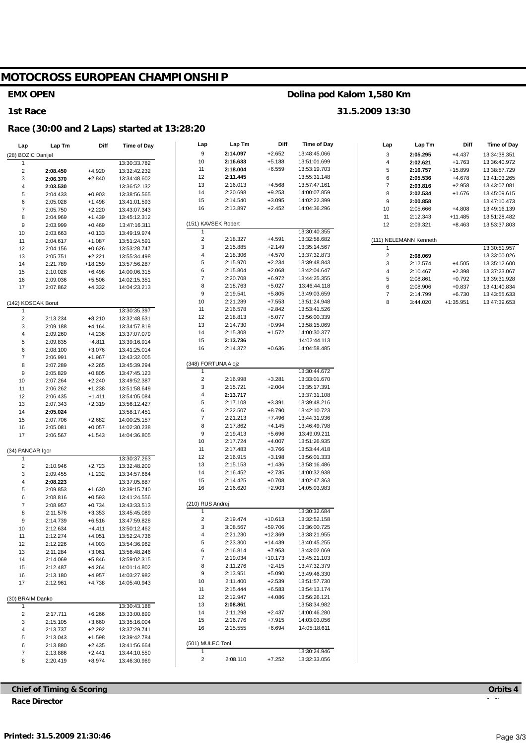# MOTOCROSS EUROPEAN CHAMPIONSHIP

**EMX OPEN** — **Dolina pod Kalom 1,580 Km**

**1st Race** — **31.5.2009 13:30**

## Race (30:00 and 2 Laps) started at 13:28:20

(28) BOZIC Danijel

| Lap | Lap Tm | Diff | Time of Day |
|---|---|---|---|
| 1 | | | 13:30:33.782 |
| 2 | **2:08.450** | +4.920 | 13:32:42.232 |
| 3 | **2:06.370** | +2.840 | 13:34:48.602 |
| 4 | **2:03.530** | | 13:36:52.132 |
| 5 | 2:04.433 | +0.903 | 13:38:56.565 |
| 6 | 2:05.028 | +1.498 | 13:41:01.593 |
| 7 | 2:05.750 | +2.220 | 13:43:07.343 |
| 8 | 2:04.969 | +1.439 | 13:45:12.312 |
| 9 | 2:03.999 | +0.469 | 13:47:16.311 |
| 10 | 2:03.663 | +0.133 | 13:49:19.974 |
| 11 | 2:04.617 | +1.087 | 13:51:24.591 |
| 12 | 2:04.156 | +0.626 | 13:53:28.747 |
| 13 | 2:05.751 | +2.221 | 13:55:34.498 |
| 14 | 2:21.789 | +18.259 | 13:57:56.287 |
| 15 | 2:10.028 | +6.498 | 14:00:06.315 |
| 16 | 2:09.036 | +5.506 | 14:02:15.351 |
| 17 | 2:07.862 | +4.332 | 14:04:23.213 |

(142) KOSCAK Borut

| Lap | Lap Tm | Diff | Time of Day |
|---|---|---|---|
| 1 | | | 13:30:35.397 |
| 2 | 2:13.234 | +8.210 | 13:32:48.631 |
| 3 | 2:09.188 | +4.164 | 13:34:57.819 |
| 4 | 2:09.260 | +4.236 | 13:37:07.079 |
| 5 | 2:09.835 | +4.811 | 13:39:16.914 |
| 6 | 2:08.100 | +3.076 | 13:41:25.014 |
| 7 | 2:06.991 | +1.967 | 13:43:32.005 |
| 8 | 2:07.289 | +2.265 | 13:45:39.294 |
| 9 | 2:05.829 | +0.805 | 13:47:45.123 |
| 10 | 2:07.264 | +2.240 | 13:49:52.387 |
| 11 | 2:06.262 | +1.238 | 13:51:58.649 |
| 12 | 2:06.435 | +1.411 | 13:54:05.084 |
| 13 | 2:07.343 | +2.319 | 13:56:12.427 |
| 14 | **2:05.024** | | 13:58:17.451 |
| 15 | 2:07.706 | +2.682 | 14:00:25.157 |
| 16 | 2:05.081 | +0.057 | 14:02:30.238 |
| 17 | 2:06.567 | +1.543 | 14:04:36.805 |

(34) PANCAR Igor

| Lap | Lap Tm | Diff | Time of Day |
|---|---|---|---|
| 1 | | | 13:30:37.263 |
| 2 | 2:10.946 | +2.723 | 13:32:48.209 |
| 3 | 2:09.455 | +1.232 | 13:34:57.664 |
| 4 | **2:08.223** | | 13:37:05.887 |
| 5 | 2:09.853 | +1.630 | 13:39:15.740 |
| 6 | 2:08.816 | +0.593 | 13:41:24.556 |
| 7 | 2:08.957 | +0.734 | 13:43:33.513 |
| 8 | 2:11.576 | +3.353 | 13:45:45.089 |
| 9 | 2:14.739 | +6.516 | 13:47:59.828 |
| 10 | 2:12.634 | +4.411 | 13:50:12.462 |
| 11 | 2:12.274 | +4.051 | 13:52:24.736 |
| 12 | 2:12.226 | +4.003 | 13:54:36.962 |
| 13 | 2:11.284 | +3.061 | 13:56:48.246 |
| 14 | 2:14.069 | +5.846 | 13:59:02.315 |
| 15 | 2:12.487 | +4.264 | 14:01:14.802 |
| 16 | 2:13.180 | +4.957 | 14:03:27.982 |
| 17 | 2:12.961 | +4.738 | 14:05:40.943 |

(30) BRAIM Danko

| Lap | Lap Tm | Diff | Time of Day |
|---|---|---|---|
| 1 | | | 13:30:43.188 |
| 2 | 2:17.711 | +6.266 | 13:33:00.899 |
| 3 | 2:15.105 | +3.660 | 13:35:16.004 |
| 4 | 2:13.737 | +2.292 | 13:37:29.741 |
| 5 | 2:13.043 | +1.598 | 13:39:42.784 |
| 6 | 2:13.880 | +2.435 | 13:41:56.664 |
| 7 | 2:13.886 | +2.441 | 13:44:10.550 |
| 8 | 2:20.419 | +8.974 | 13:46:30.969 |
| 9 | **2:14.097** | +2.652 | 13:48:45.066 |
| 10 | **2:16.633** | +5.188 | 13:51:01.699 |
| 11 | **2:18.004** | +6.559 | 13:53:19.703 |
| 12 | **2:11.445** | | 13:55:31.148 |
| 13 | 2:16.013 | +4.568 | 13:57:47.161 |
| 14 | 2:20.698 | +9.253 | 14:00:07.859 |
| 15 | 2:14.540 | +3.095 | 14:02:22.399 |
| 16 | 2:13.897 | +2.452 | 14:04:36.296 |

(151) KAVSEK Robert

| Lap | Lap Tm | Diff | Time of Day |
|---|---|---|---|
| 1 | | | 13:30:40.355 |
| 2 | 2:18.327 | +4.591 | 13:32:58.682 |
| 3 | 2:15.885 | +2.149 | 13:35:14.567 |
| 4 | 2:18.306 | +4.570 | 13:37:32.873 |
| 5 | 2:15.970 | +2.234 | 13:39:48.843 |
| 6 | 2:15.804 | +2.068 | 13:42:04.647 |
| 7 | 2:20.708 | +6.972 | 13:44:25.355 |
| 8 | 2:18.763 | +5.027 | 13:46:44.118 |
| 9 | 2:19.541 | +5.805 | 13:49:03.659 |
| 10 | 2:21.289 | +7.553 | 13:51:24.948 |
| 11 | 2:16.578 | +2.842 | 13:53:41.526 |
| 12 | 2:18.813 | +5.077 | 13:56:00.339 |
| 13 | 2:14.730 | +0.994 | 13:58:15.069 |
| 14 | 2:15.308 | +1.572 | 14:00:30.377 |
| 15 | **2:13.736** | | 14:02:44.113 |
| 16 | 2:14.372 | +0.636 | 14:04:58.485 |

(348) FORTUNA Alojz

| Lap | Lap Tm | Diff | Time of Day |
|---|---|---|---|
| 1 | | | 13:30:44.672 |
| 2 | 2:16.998 | +3.281 | 13:33:01.670 |
| 3 | 2:15.721 | +2.004 | 13:35:17.391 |
| 4 | **2:13.717** | | 13:37:31.108 |
| 5 | 2:17.108 | +3.391 | 13:39:48.216 |
| 6 | 2:22.507 | +8.790 | 13:42:10.723 |
| 7 | 2:21.213 | +7.496 | 13:44:31.936 |
| 8 | 2:17.862 | +4.145 | 13:46:49.798 |
| 9 | 2:19.413 | +5.696 | 13:49:09.211 |
| 10 | 2:17.724 | +4.007 | 13:51:26.935 |
| 11 | 2:17.483 | +3.766 | 13:53:44.418 |
| 12 | 2:16.915 | +3.198 | 13:56:01.333 |
| 13 | 2:15.153 | +1.436 | 13:58:16.486 |
| 14 | 2:16.452 | +2.735 | 14:00:32.938 |
| 15 | 2:14.425 | +0.708 | 14:02:47.363 |
| 16 | 2:16.620 | +2.903 | 14:05:03.983 |

(210) RUS Andrej

| Lap | Lap Tm | Diff | Time of Day |
|---|---|---|---|
| 1 | | | 13:30:32.684 |
| 2 | 2:19.474 | +10.613 | 13:32:52.158 |
| 3 | 3:08.567 | +59.706 | 13:36:00.725 |
| 4 | 2:21.230 | +12.369 | 13:38:21.955 |
| 5 | 2:23.300 | +14.439 | 13:40:45.255 |
| 6 | 2:16.814 | +7.953 | 13:43:02.069 |
| 7 | 2:19.034 | +10.173 | 13:45:21.103 |
| 8 | 2:11.276 | +2.415 | 13:47:32.379 |
| 9 | 2:13.951 | +5.090 | 13:49:46.330 |
| 10 | 2:11.400 | +2.539 | 13:51:57.730 |
| 11 | 2:15.444 | +6.583 | 13:54:13.174 |
| 12 | 2:12.947 | +4.086 | 13:56:26.121 |
| 13 | **2:08.861** | | 13:58:34.982 |
| 14 | 2:11.298 | +2.437 | 14:00:46.280 |
| 15 | 2:16.776 | +7.915 | 14:03:03.056 |
| 16 | 2:15.555 | +6.694 | 14:05:18.611 |

(501) MULEC Toni

| Lap | Lap Tm | Diff | Time of Day |
|---|---|---|---|
| 1 | | | 13:30:24.946 |
| 2 | 2:08.110 | +7.252 | 13:32:33.056 |
| 3 | **2:05.295** | +4.437 | 13:34:38.351 |
| 4 | **2:02.621** | +1.763 | 13:36:40.972 |
| 5 | **2:16.757** | +15.899 | 13:38:57.729 |
| 6 | **2:05.536** | +4.678 | 13:41:03.265 |
| 7 | **2:03.816** | +2.958 | 13:43:07.081 |
| 8 | **2:02.534** | +1.676 | 13:45:09.615 |
| 9 | **2:00.858** | | 13:47:10.473 |
| 10 | 2:05.666 | +4.808 | 13:49:16.139 |
| 11 | 2:12.343 | +11.485 | 13:51:28.482 |
| 12 | 2:09.321 | +8.463 | 13:53:37.803 |

(111) NELEMANN Kenneth

| Lap | Lap Tm | Diff | Time of Day |
|---|---|---|---|
| 1 | | | 13:30:51.957 |
| 2 | **2:08.069** | | 13:33:00.026 |
| 3 | 2:12.574 | +4.505 | 13:35:12.600 |
| 4 | 2:10.467 | +2.398 | 13:37:23.067 |
| 5 | 2:08.861 | +0.792 | 13:39:31.928 |
| 6 | 2:08.906 | +0.837 | 13:41:40.834 |
| 7 | 2:14.799 | +6.730 | 13:43:55.633 |
| 8 | 3:44.020 | +1:35.951 | 13:47:39.653 |

**Chief of Timing & Scoring**

**Race Director**

**Orbits 4**

**Printed: 31.5.2009 21:30:46**